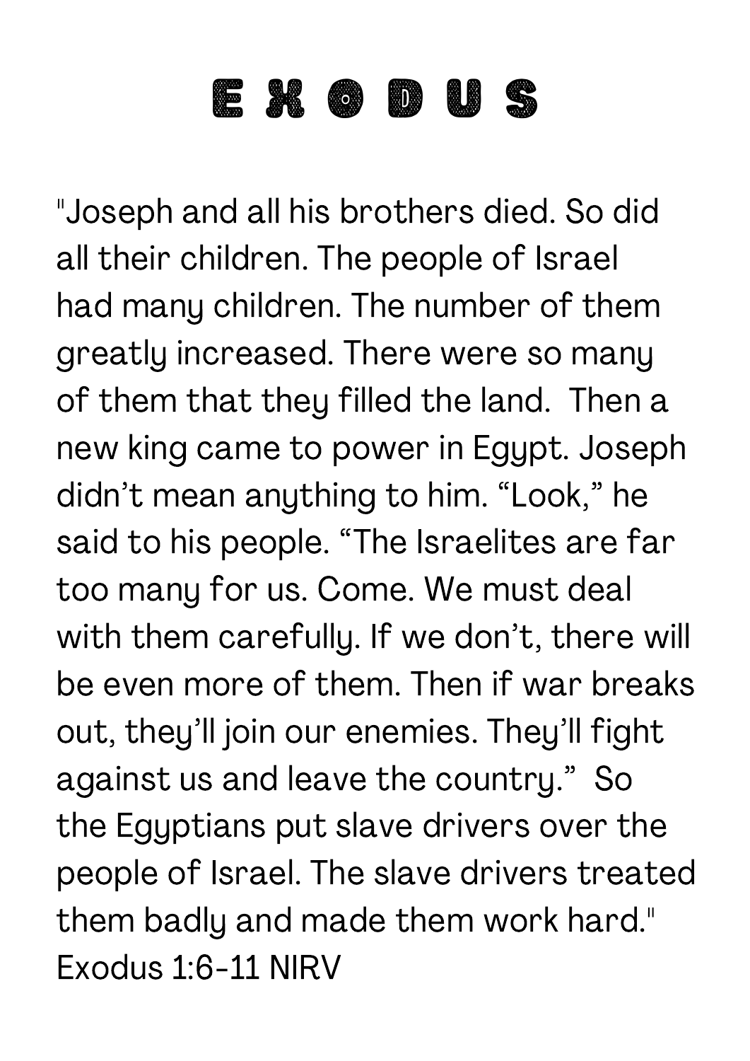# EXODUS

"Joseph and all his brothers died. So did all their children. The people of Israel had many children. The number of them greatly increased. There were so many of them that they filled the land.  Then a new king came to power in Egypt. Joseph didn't mean anything to him. "Look," he said to his people. "The Israelites are far too many for us. Come. We must deal with them carefully. If we don't, there will be even more of them. Then if war breaks out, they'll join our enemies. They'll fight against us and leave the country."  So the Egyptians put slave drivers over the people of Israel. The slave drivers treated them badly and made them work hard." Exodus 1:6-11 NIRV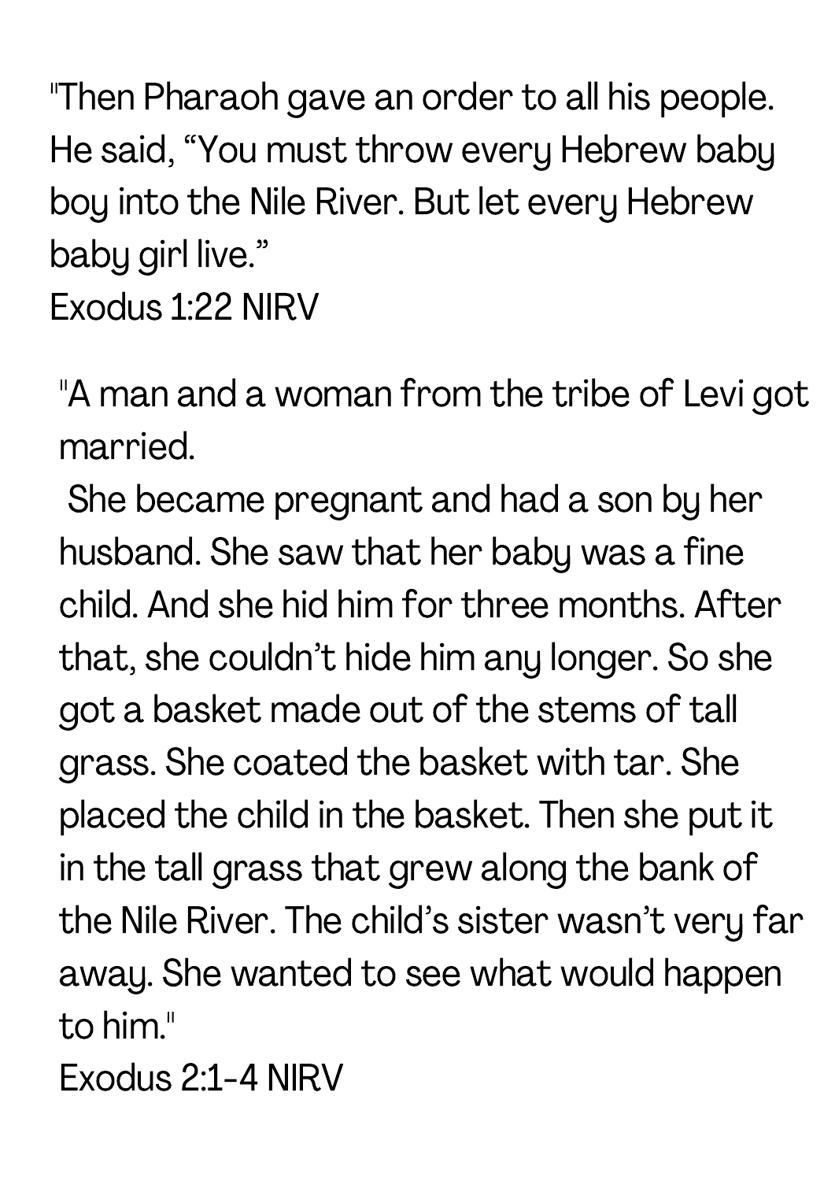"Then Pharaoh gave an order to all his people. He said, “You must throw every Hebrew baby boy into the Nile River. But let every Hebrew baby girl live.”
Exodus 1:22 NIRV

"A man and a woman from the tribe of Levi got married.
She became pregnant and had a son by her husband. She saw that her baby was a fine child. And she hid him for three months. After that, she couldn’t hide him any longer. So she got a basket made out of the stems of tall grass. She coated the basket with tar. She placed the child in the basket. Then she put it in the tall grass that grew along the bank of the Nile River. The child’s sister wasn’t very far away. She wanted to see what would happen to him."
Exodus 2:1-4 NIRV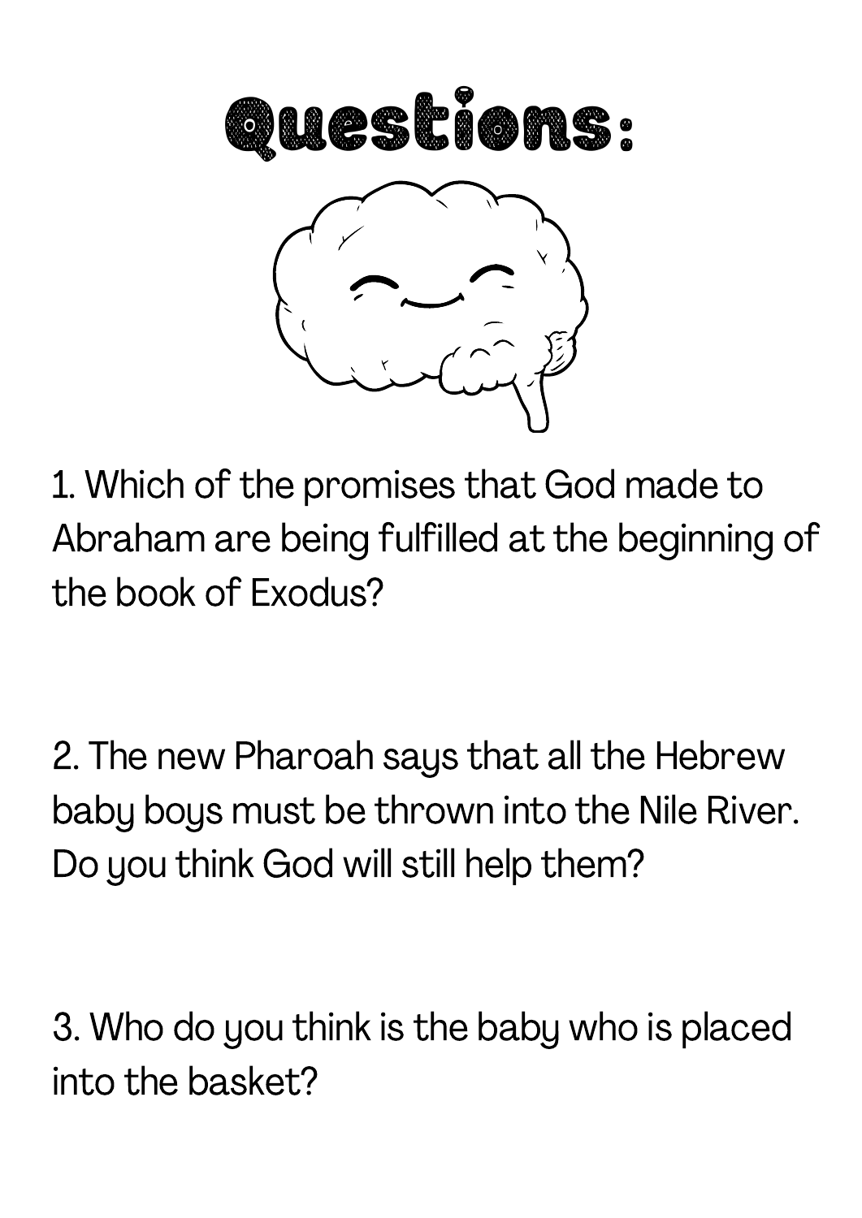# Questions:

1. Which of the promises that God made to Abraham are being fulfilled at the beginning of the book of Exodus?

2. The new Pharoah says that all the Hebrew baby boys must be thrown into the Nile River. Do you think God will still help them?

3. Who do you think is the baby who is placed into the basket?